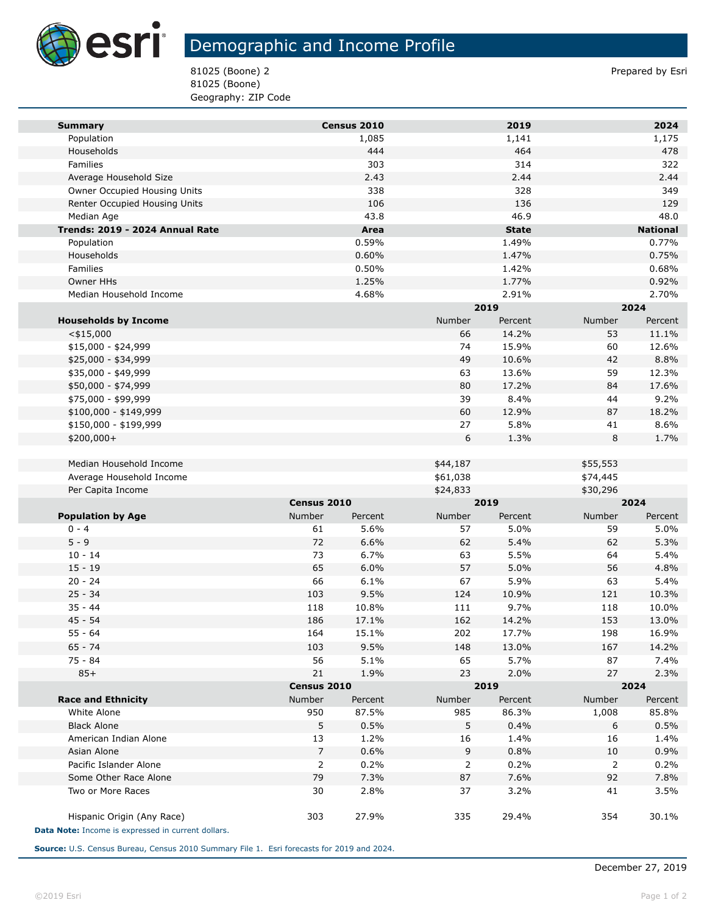# Demographic and Income Profile

81025 (Boone) 2
81025 (Boone)
Geography: ZIP Code

Prepared by Esri

| Summary | Census 2010 | 2019 | 2024 |
|---|---|---|---|
| Population | 1,085 | 1,141 | 1,175 |
| Households | 444 | 464 | 478 |
| Families | 303 | 314 | 322 |
| Average Household Size | 2.43 | 2.44 | 2.44 |
| Owner Occupied Housing Units | 338 | 328 | 349 |
| Renter Occupied Housing Units | 106 | 136 | 129 |
| Median Age | 43.8 | 46.9 | 48.0 |

| Trends: 2019 - 2024 Annual Rate | Area | State | National |
|---|---|---|---|
| Population | 0.59% | 1.49% | 0.77% |
| Households | 0.60% | 1.47% | 0.75% |
| Families | 0.50% | 1.42% | 0.68% |
| Owner HHs | 1.25% | 1.77% | 0.92% |
| Median Household Income | 4.68% | 2.91% | 2.70% |

| | 2019 | | 2024 | |
|---|---|---|---|---|
| Households by Income | Number | Percent | Number | Percent |
| <$15,000 | 66 | 14.2% | 53 | 11.1% |
| $15,000 - $24,999 | 74 | 15.9% | 60 | 12.6% |
| $25,000 - $34,999 | 49 | 10.6% | 42 | 8.8% |
| $35,000 - $49,999 | 63 | 13.6% | 59 | 12.3% |
| $50,000 - $74,999 | 80 | 17.2% | 84 | 17.6% |
| $75,000 - $99,999 | 39 | 8.4% | 44 | 9.2% |
| $100,000 - $149,999 | 60 | 12.9% | 87 | 18.2% |
| $150,000 - $199,999 | 27 | 5.8% | 41 | 8.6% |
| $200,000+ | 6 | 1.3% | 8 | 1.7% |
| | | | | |
| Median Household Income | $44,187 | | $55,553 | |
| Average Household Income | $61,038 | | $74,445 | |
| Per Capita Income | $24,833 | | $30,296 | |

| | Census 2010 | | 2019 | | 2024 | |
|---|---|---|---|---|---|---|
| Population by Age | Number | Percent | Number | Percent | Number | Percent |
| 0 - 4 | 61 | 5.6% | 57 | 5.0% | 59 | 5.0% |
| 5 - 9 | 72 | 6.6% | 62 | 5.4% | 62 | 5.3% |
| 10 - 14 | 73 | 6.7% | 63 | 5.5% | 64 | 5.4% |
| 15 - 19 | 65 | 6.0% | 57 | 5.0% | 56 | 4.8% |
| 20 - 24 | 66 | 6.1% | 67 | 5.9% | 63 | 5.4% |
| 25 - 34 | 103 | 9.5% | 124 | 10.9% | 121 | 10.3% |
| 35 - 44 | 118 | 10.8% | 111 | 9.7% | 118 | 10.0% |
| 45 - 54 | 186 | 17.1% | 162 | 14.2% | 153 | 13.0% |
| 55 - 64 | 164 | 15.1% | 202 | 17.7% | 198 | 16.9% |
| 65 - 74 | 103 | 9.5% | 148 | 13.0% | 167 | 14.2% |
| 75 - 84 | 56 | 5.1% | 65 | 5.7% | 87 | 7.4% |
| 85+ | 21 | 1.9% | 23 | 2.0% | 27 | 2.3% |

| | Census 2010 | | 2019 | | 2024 | |
|---|---|---|---|---|---|---|
| Race and Ethnicity | Number | Percent | Number | Percent | Number | Percent |
| White Alone | 950 | 87.5% | 985 | 86.3% | 1,008 | 85.8% |
| Black Alone | 5 | 0.5% | 5 | 0.4% | 6 | 0.5% |
| American Indian Alone | 13 | 1.2% | 16 | 1.4% | 16 | 1.4% |
| Asian Alone | 7 | 0.6% | 9 | 0.8% | 10 | 0.9% |
| Pacific Islander Alone | 2 | 0.2% | 2 | 0.2% | 2 | 0.2% |
| Some Other Race Alone | 79 | 7.3% | 87 | 7.6% | 92 | 7.8% |
| Two or More Races | 30 | 2.8% | 37 | 3.2% | 41 | 3.5% |
| | | | | | | |
| Hispanic Origin (Any Race) | 303 | 27.9% | 335 | 29.4% | 354 | 30.1% |

**Data Note:** Income is expressed in current dollars.

**Source:** U.S. Census Bureau, Census 2010 Summary File 1. Esri forecasts for 2019 and 2024.

December 27, 2019

©2019 Esri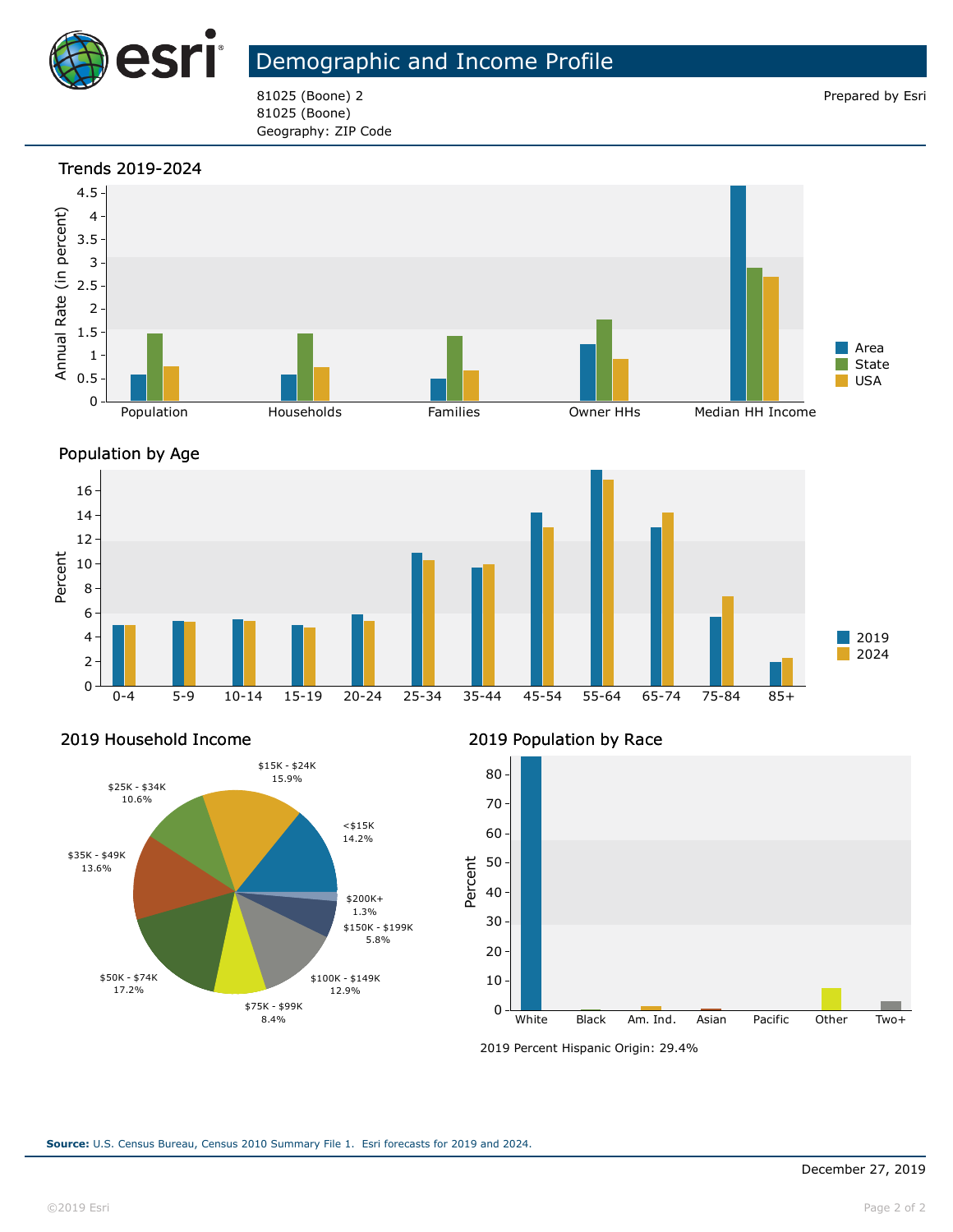# Demographic and Income Profile

81025 (Boone) 2
81025 (Boone)
Geography: ZIP Code

Prepared by Esri

## Trends 2019-2024

Annual Rate (in percent)

4.5
4
3.5
3
2.5
2
1.5
1
0.5
0

Population
Households
Families
Owner HHs
Median HH Income

Area
State
USA

## Population by Age

Percent

16
14
12
10
8
6
4
2
0

0-4
5-9
10-14
15-19
20-24
25-34
35-44
45-54
55-64
65-74
75-84
85+

2019
2024

## 2019 Household Income

<$15K
14.2%

$15K - $24K
15.9%

$25K - $34K
10.6%

$35K - $49K
13.6%

$50K - $74K
17.2%

$75K - $99K
8.4%

$100K - $149K
12.9%

$150K - $199K
5.8%

$200K+
1.3%

## 2019 Population by Race

Percent

80
70
60
50
40
30
20
10
0

White
Black
Am. Ind.
Asian
Pacific
Other
Two+

2019 Percent Hispanic Origin: 29.4%

**Source:** U.S. Census Bureau, Census 2010 Summary File 1. Esri forecasts for 2019 and 2024.

December 27, 2019

©2019 Esri